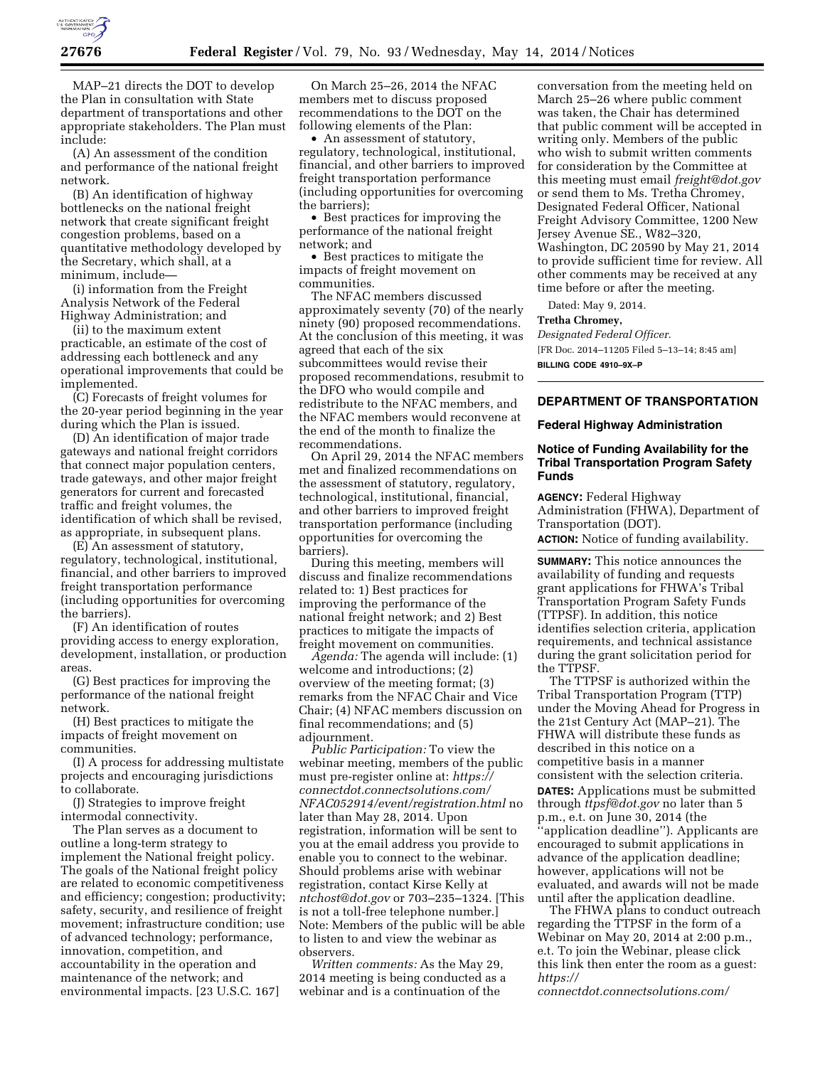MAP–21 directs the DOT to develop the Plan in consultation with State department of transportations and other appropriate stakeholders. The Plan must include:

(A) An assessment of the condition and performance of the national freight network.

(B) An identification of highway bottlenecks on the national freight network that create significant freight congestion problems, based on a quantitative methodology developed by the Secretary, which shall, at a minimum, include—

(i) information from the Freight Analysis Network of the Federal Highway Administration; and

(ii) to the maximum extent practicable, an estimate of the cost of addressing each bottleneck and any operational improvements that could be implemented.

(C) Forecasts of freight volumes for the 20-year period beginning in the year during which the Plan is issued.

(D) An identification of major trade gateways and national freight corridors that connect major population centers, trade gateways, and other major freight generators for current and forecasted traffic and freight volumes, the identification of which shall be revised, as appropriate, in subsequent plans.

(E) An assessment of statutory, regulatory, technological, institutional, financial, and other barriers to improved freight transportation performance (including opportunities for overcoming the barriers).

(F) An identification of routes providing access to energy exploration, development, installation, or production areas.

(G) Best practices for improving the performance of the national freight network.

(H) Best practices to mitigate the impacts of freight movement on communities.

(I) A process for addressing multistate projects and encouraging jurisdictions to collaborate.

(J) Strategies to improve freight intermodal connectivity.

The Plan serves as a document to outline a long-term strategy to implement the National freight policy. The goals of the National freight policy are related to economic competitiveness and efficiency; congestion; productivity; safety, security, and resilience of freight movement; infrastructure condition; use of advanced technology; performance, innovation, competition, and accountability in the operation and maintenance of the network; and environmental impacts. [23 U.S.C. 167]

On March 25–26, 2014 the NFAC members met to discuss proposed recommendations to the DOT on the following elements of the Plan:

- An assessment of statutory, regulatory, technological, institutional, financial, and other barriers to improved freight transportation performance (including opportunities for overcoming the barriers);
- Best practices for improving the performance of the national freight network; and
- Best practices to mitigate the impacts of freight movement on communities.

The NFAC members discussed approximately seventy (70) of the nearly ninety (90) proposed recommendations. At the conclusion of this meeting, it was agreed that each of the six subcommittees would revise their proposed recommendations, resubmit to the DFO who would compile and redistribute to the NFAC members, and the NFAC members would reconvene at the end of the month to finalize the recommendations.

On April 29, 2014 the NFAC members met and finalized recommendations on the assessment of statutory, regulatory, technological, institutional, financial, and other barriers to improved freight transportation performance (including opportunities for overcoming the barriers).

During this meeting, members will discuss and finalize recommendations related to: 1) Best practices for improving the performance of the national freight network; and 2) Best practices to mitigate the impacts of freight movement on communities.

*Agenda:* The agenda will include: (1) welcome and introductions; (2) overview of the meeting format; (3) remarks from the NFAC Chair and Vice Chair; (4) NFAC members discussion on final recommendations; and (5) adjournment.

*Public Participation:* To view the webinar meeting, members of the public must pre-register online at: *https://connectdot.connectsolutions.com/NFAC052914/event/registration.html* no later than May 28, 2014. Upon registration, information will be sent to you at the email address you provide to enable you to connect to the webinar. Should problems arise with webinar registration, contact Kirse Kelly at *ntchost@dot.gov* or 703–235–1324. [This is not a toll-free telephone number.] Note: Members of the public will be able to listen to and view the webinar as observers.

*Written comments:* As the May 29, 2014 meeting is being conducted as a webinar and is a continuation of the conversation from the meeting held on March 25–26 where public comment was taken, the Chair has determined that public comment will be accepted in writing only. Members of the public who wish to submit written comments for consideration by the Committee at this meeting must email *freight@dot.gov* or send them to Ms. Tretha Chromey, Designated Federal Officer, National Freight Advisory Committee, 1200 New Jersey Avenue SE., W82–320, Washington, DC 20590 by May 21, 2014 to provide sufficient time for review. All other comments may be received at any time before or after the meeting.

Dated: May 9, 2014.

**Tretha Chromey,**

*Designated Federal Officer.*

[FR Doc. 2014–11205 Filed 5–13–14; 8:45 am]

**BILLING CODE 4910–9X–P**

## DEPARTMENT OF TRANSPORTATION

### Federal Highway Administration

### Notice of Funding Availability for the Tribal Transportation Program Safety Funds

**AGENCY:** Federal Highway Administration (FHWA), Department of Transportation (DOT).

**ACTION:** Notice of funding availability.

**SUMMARY:** This notice announces the availability of funding and requests grant applications for FHWA's Tribal Transportation Program Safety Funds (TTPSF). In addition, this notice identifies selection criteria, application requirements, and technical assistance during the grant solicitation period for the TTPSF.

The TTPSF is authorized within the Tribal Transportation Program (TTP) under the Moving Ahead for Progress in the 21st Century Act (MAP–21). The FHWA will distribute these funds as described in this notice on a competitive basis in a manner consistent with the selection criteria.

**DATES:** Applications must be submitted through *ttpsf@dot.gov* no later than 5 p.m., e.t. on June 30, 2014 (the "application deadline"). Applicants are encouraged to submit applications in advance of the application deadline; however, applications will not be evaluated, and awards will not be made until after the application deadline.

The FHWA plans to conduct outreach regarding the TTPSF in the form of a Webinar on May 20, 2014 at 2:00 p.m., e.t. To join the Webinar, please click this link then enter the room as a guest: *https://connectdot.connectsolutions.com/*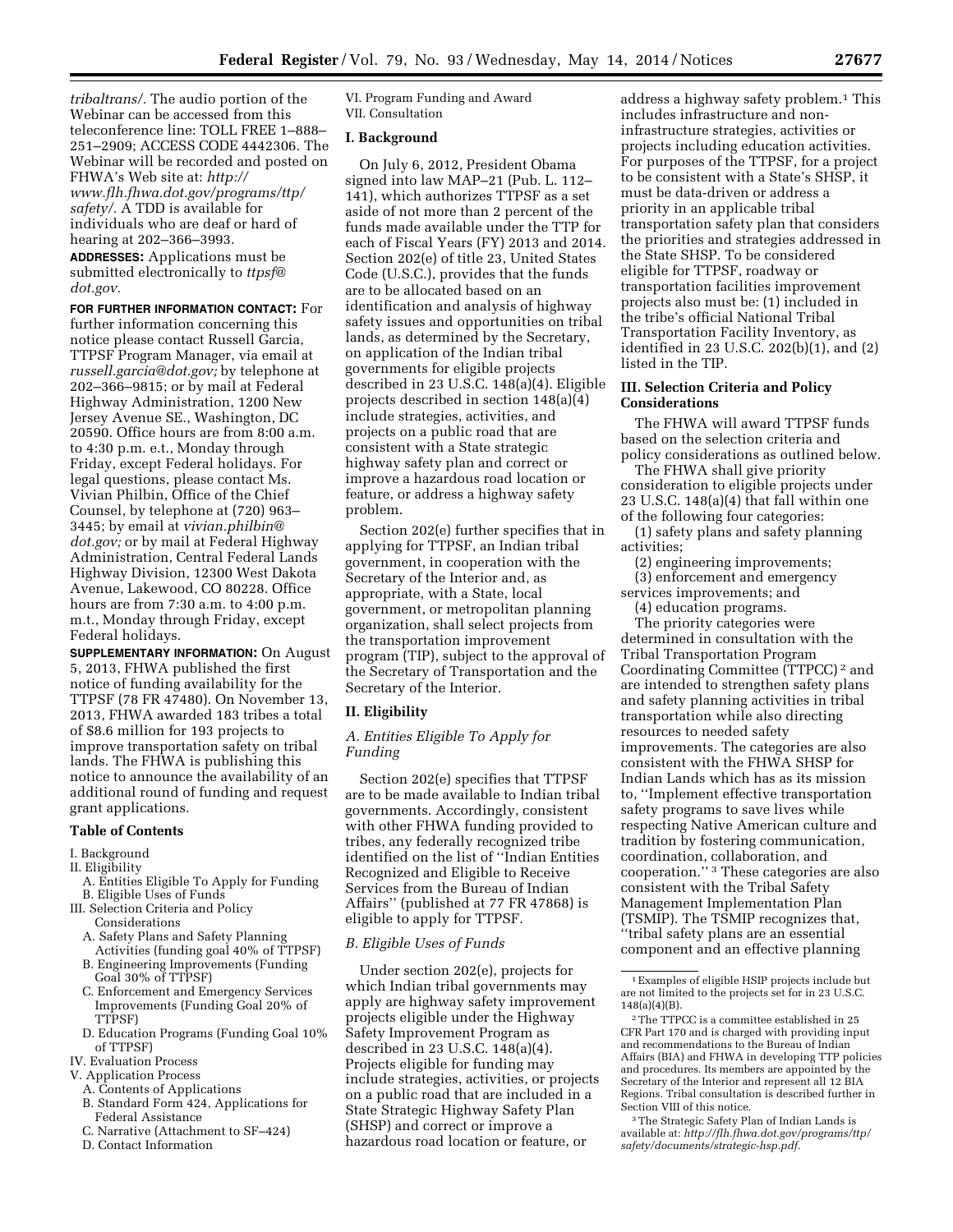*tribaltrans/*. The audio portion of the Webinar can be accessed from this teleconference line: TOLL FREE 1–888–251–2909; ACCESS CODE 4442306. The Webinar will be recorded and posted on FHWA's Web site at: *http://www.flh.fhwa.dot.gov/programs/ttp/safety/*. A TDD is available for individuals who are deaf or hard of hearing at 202–366–3993.

**ADDRESSES:** Applications must be submitted electronically to *ttpsf@dot.gov*.

**FOR FURTHER INFORMATION CONTACT:** For further information concerning this notice please contact Russell Garcia, TTPSF Program Manager, via email at *russell.garcia@dot.gov;* by telephone at 202–366–9815; or by mail at Federal Highway Administration, 1200 New Jersey Avenue SE., Washington, DC 20590. Office hours are from 8:00 a.m. to 4:30 p.m. e.t., Monday through Friday, except Federal holidays. For legal questions, please contact Ms. Vivian Philbin, Office of the Chief Counsel, by telephone at (720) 963–3445; by email at *vivian.philbin@dot.gov;* or by mail at Federal Highway Administration, Central Federal Lands Highway Division, 12300 West Dakota Avenue, Lakewood, CO 80228. Office hours are from 7:30 a.m. to 4:00 p.m. m.t., Monday through Friday, except Federal holidays.

**SUPPLEMENTARY INFORMATION:** On August 5, 2013, FHWA published the first notice of funding availability for the TTPSF (78 FR 47480). On November 13, 2013, FHWA awarded 183 tribes a total of $8.6 million for 193 projects to improve transportation safety on tribal lands. The FHWA is publishing this notice to announce the availability of an additional round of funding and request grant applications.

## Table of Contents

I. Background
II. Eligibility
  A. Entities Eligible To Apply for Funding
  B. Eligible Uses of Funds
III. Selection Criteria and Policy Considerations
  A. Safety Plans and Safety Planning Activities (funding goal 40% of TTPSF)
  B. Engineering Improvements (Funding Goal 30% of TTPSF)
  C. Enforcement and Emergency Services Improvements (Funding Goal 20% of TTPSF)
  D. Education Programs (Funding Goal 10% of TTPSF)
IV. Evaluation Process
V. Application Process
  A. Contents of Applications
  B. Standard Form 424, Applications for Federal Assistance
  C. Narrative (Attachment to SF–424)
  D. Contact Information
VI. Program Funding and Award
VII. Consultation

## I. Background

On July 6, 2012, President Obama signed into law MAP–21 (Pub. L. 112–141), which authorizes TTPSF as a set aside of not more than 2 percent of the funds made available under the TTP for each of Fiscal Years (FY) 2013 and 2014. Section 202(e) of title 23, United States Code (U.S.C.), provides that the funds are to be allocated based on an identification and analysis of highway safety issues and opportunities on tribal lands, as determined by the Secretary, on application of the Indian tribal governments for eligible projects described in 23 U.S.C. 148(a)(4). Eligible projects described in section 148(a)(4) include strategies, activities, and projects on a public road that are consistent with a State strategic highway safety plan and correct or improve a hazardous road location or feature, or address a highway safety problem.

Section 202(e) further specifies that in applying for TTPSF, an Indian tribal government, in cooperation with the Secretary of the Interior and, as appropriate, with a State, local government, or metropolitan planning organization, shall select projects from the transportation improvement program (TIP), subject to the approval of the Secretary of Transportation and the Secretary of the Interior.

## II. Eligibility

### *A. Entities Eligible To Apply for Funding*

Section 202(e) specifies that TTPSF are to be made available to Indian tribal governments. Accordingly, consistent with other FHWA funding provided to tribes, any federally recognized tribe identified on the list of ''Indian Entities Recognized and Eligible to Receive Services from the Bureau of Indian Affairs'' (published at 77 FR 47868) is eligible to apply for TTPSF.

### *B. Eligible Uses of Funds*

Under section 202(e), projects for which Indian tribal governments may apply are highway safety improvement projects eligible under the Highway Safety Improvement Program as described in 23 U.S.C. 148(a)(4). Projects eligible for funding may include strategies, activities, or projects on a public road that are included in a State Strategic Highway Safety Plan (SHSP) and correct or improve a hazardous road location or feature, or address a highway safety problem.[1] This includes infrastructure and non-infrastructure strategies, activities or projects including education activities. For purposes of the TTPSF, for a project to be consistent with a State's SHSP, it must be data-driven or address a priority in an applicable tribal transportation safety plan that considers the priorities and strategies addressed in the State SHSP. To be considered eligible for TTPSF, roadway or transportation facilities improvement projects also must be: (1) included in the tribe's official National Tribal Transportation Facility Inventory, as identified in 23 U.S.C. 202(b)(1), and (2) listed in the TIP.

## III. Selection Criteria and Policy Considerations

The FHWA will award TTPSF funds based on the selection criteria and policy considerations as outlined below.

The FHWA shall give priority consideration to eligible projects under 23 U.S.C. 148(a)(4) that fall within one of the following four categories:

(1) safety plans and safety planning activities;

(2) engineering improvements;

(3) enforcement and emergency services improvements; and

(4) education programs.

The priority categories were determined in consultation with the Tribal Transportation Program Coordinating Committee (TTPCC)[2] and are intended to strengthen safety plans and safety planning activities in tribal transportation while also directing resources to needed safety improvements. The categories are also consistent with the FHWA SHSP for Indian Lands which has as its mission to, ''Implement effective transportation safety programs to save lives while respecting Native American culture and tradition by fostering communication, coordination, collaboration, and cooperation.''[3] These categories are also consistent with the Tribal Safety Management Implementation Plan (TSMIP). The TSMIP recognizes that, ''tribal safety plans are an essential component and an effective planning

[1] Examples of eligible HSIP projects include but are not limited to the projects set for in 23 U.S.C. 148(a)(4)(B).

[2] The TTPCC is a committee established in 25 CFR Part 170 and is charged with providing input and recommendations to the Bureau of Indian Affairs (BIA) and FHWA in developing TTP policies and procedures. Its members are appointed by the Secretary of the Interior and represent all 12 BIA Regions. Tribal consultation is described further in Section VIII of this notice.

[3] The Strategic Safety Plan of Indian Lands is available at: *http://flh.fhwa.dot.gov/programs/ttp/safety/documents/strategic-hsp.pdf*.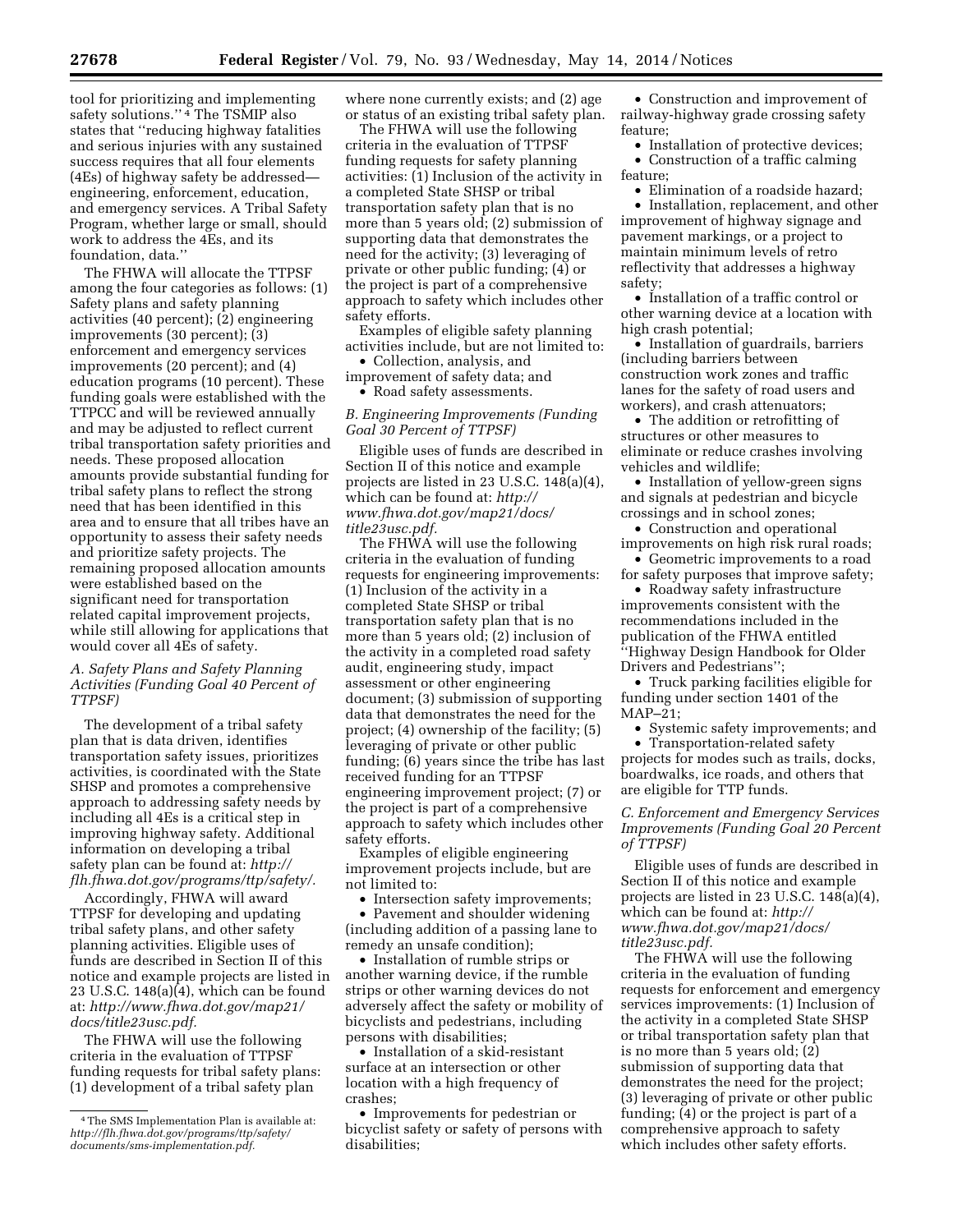tool for prioritizing and implementing safety solutions.''[4] The TSMIP also states that ''reducing highway fatalities and serious injuries with any sustained success requires that all four elements (4Es) of highway safety be addressed—engineering, enforcement, education, and emergency services. A Tribal Safety Program, whether large or small, should work to address the 4Es, and its foundation, data.''

The FHWA will allocate the TTPSF among the four categories as follows: (1) Safety plans and safety planning activities (40 percent); (2) engineering improvements (30 percent); (3) enforcement and emergency services improvements (20 percent); and (4) education programs (10 percent). These funding goals were established with the TTPCC and will be reviewed annually and may be adjusted to reflect current tribal transportation safety priorities and needs. These proposed allocation amounts provide substantial funding for tribal safety plans to reflect the strong need that has been identified in this area and to ensure that all tribes have an opportunity to assess their safety needs and prioritize safety projects. The remaining proposed allocation amounts were established based on the significant need for transportation related capital improvement projects, while still allowing for applications that would cover all 4Es of safety.

### A. Safety Plans and Safety Planning Activities (Funding Goal 40 Percent of TTPSF)

The development of a tribal safety plan that is data driven, identifies transportation safety issues, prioritizes activities, is coordinated with the State SHSP and promotes a comprehensive approach to addressing safety needs by including all 4Es is a critical step in improving highway safety. Additional information on developing a tribal safety plan can be found at: *http://flh.fhwa.dot.gov/programs/ttp/safety/*.

Accordingly, FHWA will award TTPSF for developing and updating tribal safety plans, and other safety planning activities. Eligible uses of funds are described in Section II of this notice and example projects are listed in 23 U.S.C. 148(a)(4), which can be found at: *http://www.fhwa.dot.gov/map21/docs/title23usc.pdf*.

The FHWA will use the following criteria in the evaluation of TTPSF funding requests for tribal safety plans: (1) development of a tribal safety plan where none currently exists; and (2) age or status of an existing tribal safety plan.

The FHWA will use the following criteria in the evaluation of TTPSF funding requests for safety planning activities: (1) Inclusion of the activity in a completed State SHSP or tribal transportation safety plan that is no more than 5 years old; (2) submission of supporting data that demonstrates the need for the activity; (3) leveraging of private or other public funding; (4) or the project is part of a comprehensive approach to safety which includes other safety efforts.

Examples of eligible safety planning activities include, but are not limited to:

- Collection, analysis, and improvement of safety data; and
- Road safety assessments.

### B. Engineering Improvements (Funding Goal 30 Percent of TTPSF)

Eligible uses of funds are described in Section II of this notice and example projects are listed in 23 U.S.C. 148(a)(4), which can be found at: *http://www.fhwa.dot.gov/map21/docs/title23usc.pdf*.

The FHWA will use the following criteria in the evaluation of funding requests for engineering improvements: (1) Inclusion of the activity in a completed State SHSP or tribal transportation safety plan that is no more than 5 years old; (2) inclusion of the activity in a completed road safety audit, engineering study, impact assessment or other engineering document; (3) submission of supporting data that demonstrates the need for the project; (4) ownership of the facility; (5) leveraging of private or other public funding; (6) years since the tribe has last received funding for an TTPSF engineering improvement project; (7) or the project is part of a comprehensive approach to safety which includes other safety efforts.

Examples of eligible engineering improvement projects include, but are not limited to:

- Intersection safety improvements;
- Pavement and shoulder widening (including addition of a passing lane to remedy an unsafe condition);
- Installation of rumble strips or another warning device, if the rumble strips or other warning devices do not adversely affect the safety or mobility of bicyclists and pedestrians, including persons with disabilities;
- Installation of a skid-resistant surface at an intersection or other location with a high frequency of crashes;
- Improvements for pedestrian or bicyclist safety or safety of persons with disabilities;
- Construction and improvement of railway-highway grade crossing safety feature;
- Installation of protective devices;
- Construction of a traffic calming feature;
- Elimination of a roadside hazard;
- Installation, replacement, and other improvement of highway signage and pavement markings, or a project to maintain minimum levels of retro reflectivity that addresses a highway safety;
- Installation of a traffic control or other warning device at a location with high crash potential;
- Installation of guardrails, barriers (including barriers between construction work zones and traffic lanes for the safety of road users and workers), and crash attenuators;
- The addition or retrofitting of structures or other measures to eliminate or reduce crashes involving vehicles and wildlife;
- Installation of yellow-green signs and signals at pedestrian and bicycle crossings and in school zones;
- Construction and operational improvements on high risk rural roads;
- Geometric improvements to a road for safety purposes that improve safety;
- Roadway safety infrastructure improvements consistent with the recommendations included in the publication of the FHWA entitled ''Highway Design Handbook for Older Drivers and Pedestrians'';
- Truck parking facilities eligible for funding under section 1401 of the MAP–21;
- Systemic safety improvements; and
- Transportation-related safety projects for modes such as trails, docks, boardwalks, ice roads, and others that are eligible for TTP funds.

### C. Enforcement and Emergency Services Improvements (Funding Goal 20 Percent of TTPSF)

Eligible uses of funds are described in Section II of this notice and example projects are listed in 23 U.S.C. 148(a)(4), which can be found at: *http://www.fhwa.dot.gov/map21/docs/title23usc.pdf*.

The FHWA will use the following criteria in the evaluation of funding requests for enforcement and emergency services improvements: (1) Inclusion of the activity in a completed State SHSP or tribal transportation safety plan that is no more than 5 years old; (2) submission of supporting data that demonstrates the need for the project; (3) leveraging of private or other public funding; (4) or the project is part of a comprehensive approach to safety which includes other safety efforts.

---

[4] The SMS Implementation Plan is available at: *http://flh.fhwa.dot.gov/programs/ttp/safety/documents/sms-implementation.pdf*.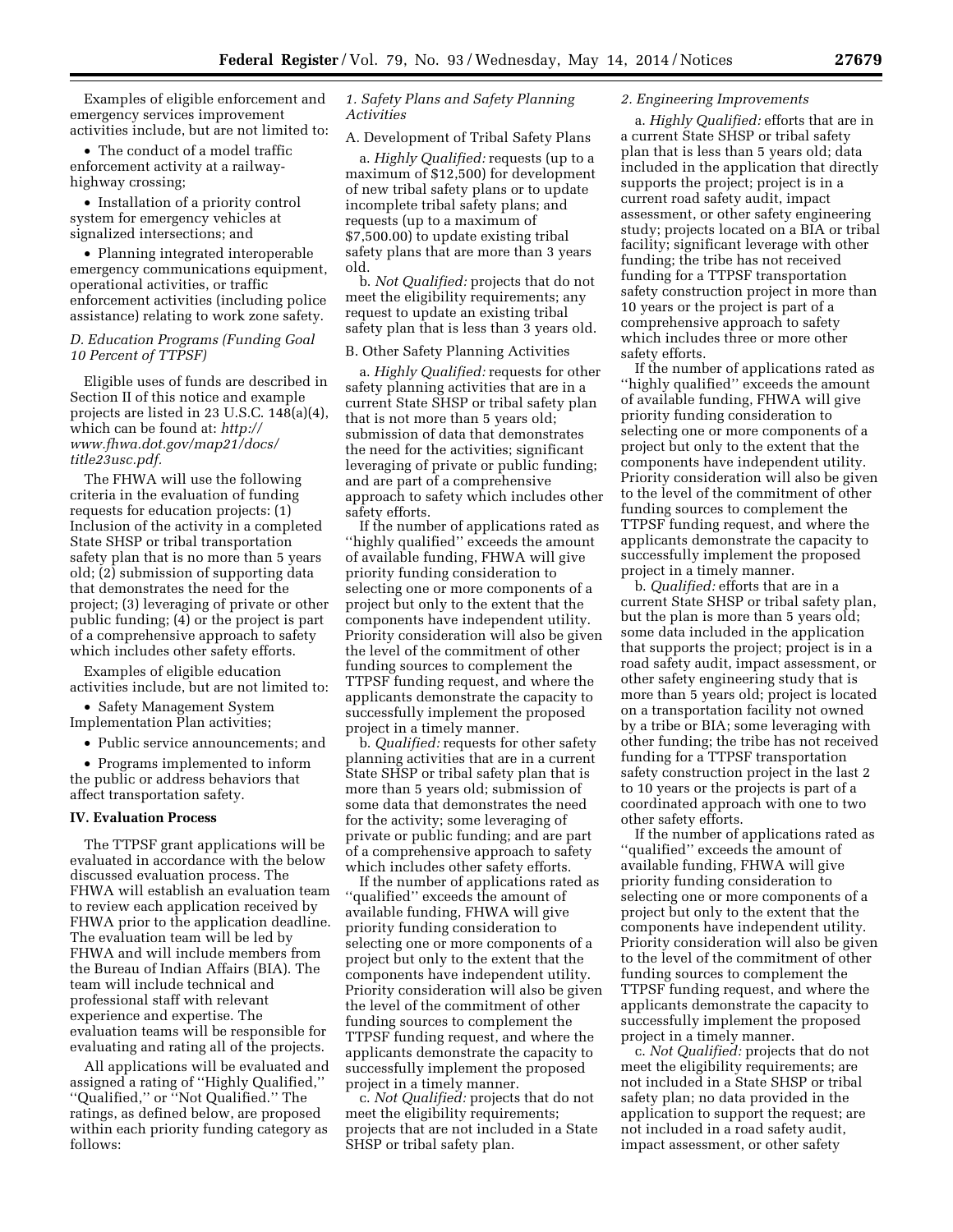Examples of eligible enforcement and emergency services improvement activities include, but are not limited to:

- The conduct of a model traffic enforcement activity at a railway-highway crossing;
- Installation of a priority control system for emergency vehicles at signalized intersections; and
- Planning integrated interoperable emergency communications equipment, operational activities, or traffic enforcement activities (including police assistance) relating to work zone safety.

### D. Education Programs (Funding Goal 10 Percent of TTPSF)

Eligible uses of funds are described in Section II of this notice and example projects are listed in 23 U.S.C. 148(a)(4), which can be found at: *http://www.fhwa.dot.gov/map21/docs/title23usc.pdf.*

The FHWA will use the following criteria in the evaluation of funding requests for education projects: (1) Inclusion of the activity in a completed State SHSP or tribal transportation safety plan that is no more than 5 years old; (2) submission of supporting data that demonstrates the need for the project; (3) leveraging of private or other public funding; (4) or the project is part of a comprehensive approach to safety which includes other safety efforts.

Examples of eligible education activities include, but are not limited to:

- Safety Management System Implementation Plan activities;
- Public service announcements; and
- Programs implemented to inform the public or address behaviors that affect transportation safety.

## IV. Evaluation Process

The TTPSF grant applications will be evaluated in accordance with the below discussed evaluation process. The FHWA will establish an evaluation team to review each application received by FHWA prior to the application deadline. The evaluation team will be led by FHWA and will include members from the Bureau of Indian Affairs (BIA). The team will include technical and professional staff with relevant experience and expertise. The evaluation teams will be responsible for evaluating and rating all of the projects.

All applications will be evaluated and assigned a rating of ''Highly Qualified,'' ''Qualified,'' or ''Not Qualified.'' The ratings, as defined below, are proposed within each priority funding category as follows:

### *1. Safety Plans and Safety Planning Activities*

A. Development of Tribal Safety Plans

a. *Highly Qualified:* requests (up to a maximum of $12,500) for development of new tribal safety plans or to update incomplete tribal safety plans; and requests (up to a maximum of $7,500.00) to update existing tribal safety plans that are more than 3 years old.

b. *Not Qualified:* projects that do not meet the eligibility requirements; any request to update an existing tribal safety plan that is less than 3 years old.

B. Other Safety Planning Activities

a. *Highly Qualified:* requests for other safety planning activities that are in a current State SHSP or tribal safety plan that is not more than 5 years old; submission of data that demonstrates the need for the activities; significant leveraging of private or public funding; and are part of a comprehensive approach to safety which includes other safety efforts.

If the number of applications rated as ''highly qualified'' exceeds the amount of available funding, FHWA will give priority funding consideration to selecting one or more components of a project but only to the extent that the components have independent utility. Priority consideration will also be given the level of the commitment of other funding sources to complement the TTPSF funding request, and where the applicants demonstrate the capacity to successfully implement the proposed project in a timely manner.

b. *Qualified:* requests for other safety planning activities that are in a current State SHSP or tribal safety plan that is more than 5 years old; submission of some data that demonstrates the need for the activity; some leveraging of private or public funding; and are part of a comprehensive approach to safety which includes other safety efforts.

If the number of applications rated as ''qualified'' exceeds the amount of available funding, FHWA will give priority funding consideration to selecting one or more components of a project but only to the extent that the components have independent utility. Priority consideration will also be given the level of the commitment of other funding sources to complement the TTPSF funding request, and where the applicants demonstrate the capacity to successfully implement the proposed project in a timely manner.

c. *Not Qualified:* projects that do not meet the eligibility requirements; projects that are not included in a State SHSP or tribal safety plan.

### *2. Engineering Improvements*

a. *Highly Qualified:* efforts that are in a current State SHSP or tribal safety plan that is less than 5 years old; data included in the application that directly supports the project; project is in a current road safety audit, impact assessment, or other safety engineering study; projects located on a BIA or tribal facility; significant leverage with other funding; the tribe has not received funding for a TTPSF transportation safety construction project in more than 10 years or the project is part of a comprehensive approach to safety which includes three or more other safety efforts.

If the number of applications rated as ''highly qualified'' exceeds the amount of available funding, FHWA will give priority funding consideration to selecting one or more components of a project but only to the extent that the components have independent utility. Priority consideration will also be given to the level of the commitment of other funding sources to complement the TTPSF funding request, and where the applicants demonstrate the capacity to successfully implement the proposed project in a timely manner.

b. *Qualified:* efforts that are in a current State SHSP or tribal safety plan, but the plan is more than 5 years old; some data included in the application that supports the project; project is in a road safety audit, impact assessment, or other safety engineering study that is more than 5 years old; project is located on a transportation facility not owned by a tribe or BIA; some leveraging with other funding; the tribe has not received funding for a TTPSF transportation safety construction project in the last 2 to 10 years or the projects is part of a coordinated approach with one to two other safety efforts.

If the number of applications rated as ''qualified'' exceeds the amount of available funding, FHWA will give priority funding consideration to selecting one or more components of a project but only to the extent that the components have independent utility. Priority consideration will also be given to the level of the commitment of other funding sources to complement the TTPSF funding request, and where the applicants demonstrate the capacity to successfully implement the proposed project in a timely manner.

c. *Not Qualified:* projects that do not meet the eligibility requirements; are not included in a State SHSP or tribal safety plan; no data provided in the application to support the request; are not included in a road safety audit, impact assessment, or other safety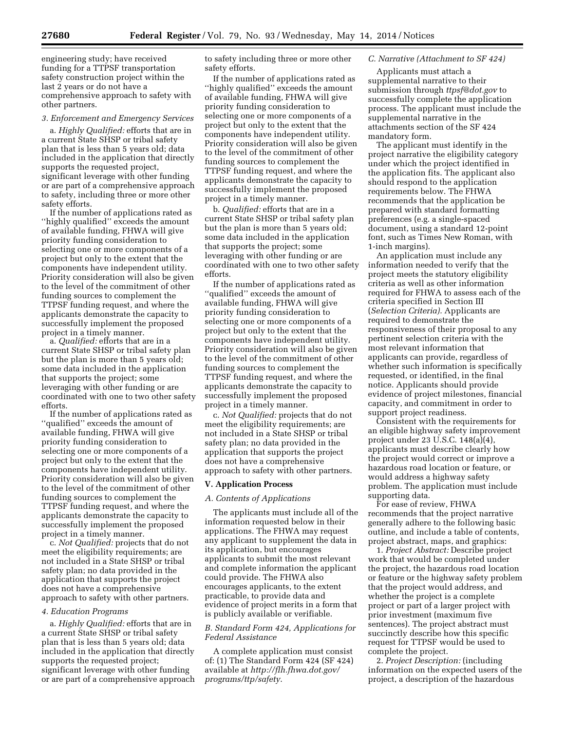engineering study; have received funding for a TTPSF transportation safety construction project within the last 2 years or do not have a comprehensive approach to safety with other partners.

*3. Enforcement and Emergency Services*

a. *Highly Qualified:* efforts that are in a current State SHSP or tribal safety plan that is less than 5 years old; data included in the application that directly supports the requested project, significant leverage with other funding or are part of a comprehensive approach to safety, including three or more other safety efforts.

If the number of applications rated as ''highly qualified'' exceeds the amount of available funding, FHWA will give priority funding consideration to selecting one or more components of a project but only to the extent that the components have independent utility. Priority consideration will also be given to the level of the commitment of other funding sources to complement the TTPSF funding request, and where the applicants demonstrate the capacity to successfully implement the proposed project in a timely manner.

a. *Qualified:* efforts that are in a current State SHSP or tribal safety plan but the plan is more than 5 years old; some data included in the application that supports the project; some leveraging with other funding or are coordinated with one to two other safety efforts.

If the number of applications rated as ''qualified'' exceeds the amount of available funding, FHWA will give priority funding consideration to selecting one or more components of a project but only to the extent that the components have independent utility. Priority consideration will also be given to the level of the commitment of other funding sources to complement the TTPSF funding request, and where the applicants demonstrate the capacity to successfully implement the proposed project in a timely manner.

c. *Not Qualified:* projects that do not meet the eligibility requirements; are not included in a State SHSP or tribal safety plan; no data provided in the application that supports the project does not have a comprehensive approach to safety with other partners.

*4. Education Programs*

a. *Highly Qualified:* efforts that are in a current State SHSP or tribal safety plan that is less than 5 years old; data included in the application that directly supports the requested project; significant leverage with other funding or are part of a comprehensive approach to safety including three or more other safety efforts.

If the number of applications rated as ''highly qualified'' exceeds the amount of available funding, FHWA will give priority funding consideration to selecting one or more components of a project but only to the extent that the components have independent utility. Priority consideration will also be given to the level of the commitment of other funding sources to complement the TTPSF funding request, and where the applicants demonstrate the capacity to successfully implement the proposed project in a timely manner.

b. *Qualified:* efforts that are in a current State SHSP or tribal safety plan but the plan is more than 5 years old; some data included in the application that supports the project; some leveraging with other funding or are coordinated with one to two other safety efforts.

If the number of applications rated as ''qualified'' exceeds the amount of available funding, FHWA will give priority funding consideration to selecting one or more components of a project but only to the extent that the components have independent utility. Priority consideration will also be given to the level of the commitment of other funding sources to complement the TTPSF funding request, and where the applicants demonstrate the capacity to successfully implement the proposed project in a timely manner.

c. *Not Qualified:* projects that do not meet the eligibility requirements; are not included in a State SHSP or tribal safety plan; no data provided in the application that supports the project does not have a comprehensive approach to safety with other partners.

## V. Application Process

*A. Contents of Applications*

The applicants must include all of the information requested below in their applications. The FHWA may request any applicant to supplement the data in its application, but encourages applicants to submit the most relevant and complete information the applicant could provide. The FHWA also encourages applicants, to the extent practicable, to provide data and evidence of project merits in a form that is publicly available or verifiable.

*B. Standard Form 424, Applications for Federal Assistance*

A complete application must consist of: (1) The Standard Form 424 (SF 424) available at *http://flh.fhwa.dot.gov/programs/ttp/safety.*

*C. Narrative (Attachment to SF 424)*

Applicants must attach a supplemental narrative to their submission through *ttpsf@dot.gov* to successfully complete the application process. The applicant must include the supplemental narrative in the attachments section of the SF 424 mandatory form.

The applicant must identify in the project narrative the eligibility category under which the project identified in the application fits. The applicant also should respond to the application requirements below. The FHWA recommends that the application be prepared with standard formatting preferences (e.g. a single-spaced document, using a standard 12-point font, such as Times New Roman, with 1-inch margins).

An application must include any information needed to verify that the project meets the statutory eligibility criteria as well as other information required for FHWA to assess each of the criteria specified in Section III (*Selection Criteria).* Applicants are required to demonstrate the responsiveness of their proposal to any pertinent selection criteria with the most relevant information that applicants can provide, regardless of whether such information is specifically requested, or identified, in the final notice. Applicants should provide evidence of project milestones, financial capacity, and commitment in order to support project readiness.

Consistent with the requirements for an eligible highway safety improvement project under 23 U.S.C. 148(a)(4), applicants must describe clearly how the project would correct or improve a hazardous road location or feature, or would address a highway safety problem. The application must include supporting data.

For ease of review, FHWA recommends that the project narrative generally adhere to the following basic outline, and include a table of contents, project abstract, maps, and graphics:

1. *Project Abstract:* Describe project work that would be completed under the project, the hazardous road location or feature or the highway safety problem that the project would address, and whether the project is a complete project or part of a larger project with prior investment (maximum five sentences). The project abstract must succinctly describe how this specific request for TTPSF would be used to complete the project.

2. *Project Description:* (including information on the expected users of the project, a description of the hazardous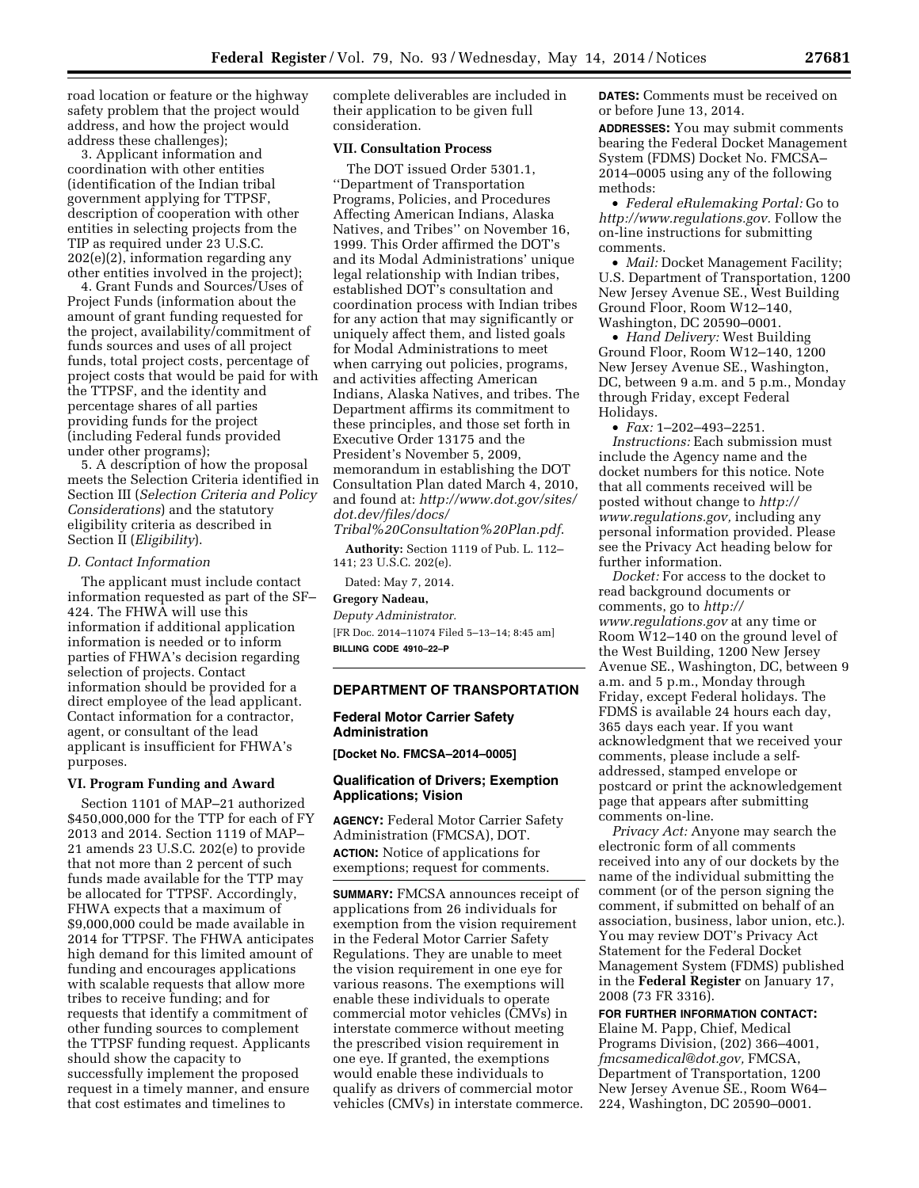road location or feature or the highway safety problem that the project would address, and how the project would address these challenges);

3. Applicant information and coordination with other entities (identification of the Indian tribal government applying for TTPSF, description of cooperation with other entities in selecting projects from the TIP as required under 23 U.S.C. 202(e)(2), information regarding any other entities involved in the project);

4. Grant Funds and Sources/Uses of Project Funds (information about the amount of grant funding requested for the project, availability/commitment of funds sources and uses of all project funds, total project costs, percentage of project costs that would be paid for with the TTPSF, and the identity and percentage shares of all parties providing funds for the project (including Federal funds provided under other programs);

5. A description of how the proposal meets the Selection Criteria identified in Section III (*Selection Criteria and Policy Considerations*) and the statutory eligibility criteria as described in Section II (*Eligibility*).

*D. Contact Information*

The applicant must include contact information requested as part of the SF–424. The FHWA will use this information if additional application information is needed or to inform parties of FHWA's decision regarding selection of projects. Contact information should be provided for a direct employee of the lead applicant. Contact information for a contractor, agent, or consultant of the lead applicant is insufficient for FHWA's purposes.

### VI. Program Funding and Award

Section 1101 of MAP–21 authorized $450,000,000 for the TTP for each of FY 2013 and 2014. Section 1119 of MAP–21 amends 23 U.S.C. 202(e) to provide that not more than 2 percent of such funds made available for the TTP may be allocated for TTPSF. Accordingly, FHWA expects that a maximum of $9,000,000 could be made available in 2014 for TTPSF. The FHWA anticipates high demand for this limited amount of funding and encourages applications with scalable requests that allow more tribes to receive funding; and for requests that identify a commitment of other funding sources to complement the TTPSF funding request. Applicants should show the capacity to successfully implement the proposed request in a timely manner, and ensure that cost estimates and timelines to complete deliverables are included in their application to be given full consideration.

### VII. Consultation Process

The DOT issued Order 5301.1, ''Department of Transportation Programs, Policies, and Procedures Affecting American Indians, Alaska Natives, and Tribes'' on November 16, 1999. This Order affirmed the DOT's and its Modal Administrations' unique legal relationship with Indian tribes, established DOT's consultation and coordination process with Indian tribes for any action that may significantly or uniquely affect them, and listed goals for Modal Administrations to meet when carrying out policies, programs, and activities affecting American Indians, Alaska Natives, and tribes. The Department affirms its commitment to these principles, and those set forth in Executive Order 13175 and the President's November 5, 2009, memorandum in establishing the DOT Consultation Plan dated March 4, 2010, and found at: *http://www.dot.gov/sites/dot.dev/files/docs/Tribal%20Consultation%20Plan.pdf*.

**Authority:** Section 1119 of Pub. L. 112–141; 23 U.S.C. 202(e).

Dated: May 7, 2014.

**Gregory Nadeau,**

*Deputy Administrator.*

[FR Doc. 2014–11074 Filed 5–13–14; 8:45 am]

**BILLING CODE 4910–22–P**

## DEPARTMENT OF TRANSPORTATION

### Federal Motor Carrier Safety Administration

**[Docket No. FMCSA–2014–0005]**

### Qualification of Drivers; Exemption Applications; Vision

**AGENCY:** Federal Motor Carrier Safety Administration (FMCSA), DOT.

**ACTION:** Notice of applications for exemptions; request for comments.

**SUMMARY:** FMCSA announces receipt of applications from 26 individuals for exemption from the vision requirement in the Federal Motor Carrier Safety Regulations. They are unable to meet the vision requirement in one eye for various reasons. The exemptions will enable these individuals to operate commercial motor vehicles (CMVs) in interstate commerce without meeting the prescribed vision requirement in one eye. If granted, the exemptions would enable these individuals to qualify as drivers of commercial motor vehicles (CMVs) in interstate commerce.

**DATES:** Comments must be received on or before June 13, 2014.

**ADDRESSES:** You may submit comments bearing the Federal Docket Management System (FDMS) Docket No. FMCSA–2014–0005 using any of the following methods:

- *Federal eRulemaking Portal:* Go to *http://www.regulations.gov.* Follow the on-line instructions for submitting comments.
- *Mail:* Docket Management Facility; U.S. Department of Transportation, 1200 New Jersey Avenue SE., West Building Ground Floor, Room W12–140, Washington, DC 20590–0001.
- *Hand Delivery:* West Building Ground Floor, Room W12–140, 1200 New Jersey Avenue SE., Washington, DC, between 9 a.m. and 5 p.m., Monday through Friday, except Federal Holidays.
- *Fax:* 1–202–493–2251.

*Instructions:* Each submission must include the Agency name and the docket numbers for this notice. Note that all comments received will be posted without change to *http://www.regulations.gov,* including any personal information provided. Please see the Privacy Act heading below for further information.

*Docket:* For access to the docket to read background documents or comments, go to *http://www.regulations.gov* at any time or Room W12–140 on the ground level of the West Building, 1200 New Jersey Avenue SE., Washington, DC, between 9 a.m. and 5 p.m., Monday through Friday, except Federal holidays. The FDMS is available 24 hours each day, 365 days each year. If you want acknowledgment that we received your comments, please include a self-addressed, stamped envelope or postcard or print the acknowledgement page that appears after submitting comments on-line.

*Privacy Act:* Anyone may search the electronic form of all comments received into any of our dockets by the name of the individual submitting the comment (or of the person signing the comment, if submitted on behalf of an association, business, labor union, etc.). You may review DOT's Privacy Act Statement for the Federal Docket Management System (FDMS) published in the **Federal Register** on January 17, 2008 (73 FR 3316).

**FOR FURTHER INFORMATION CONTACT:** Elaine M. Papp, Chief, Medical Programs Division, (202) 366–4001, *fmcsamedical@dot.gov,* FMCSA, Department of Transportation, 1200 New Jersey Avenue SE., Room W64–224, Washington, DC 20590–0001.